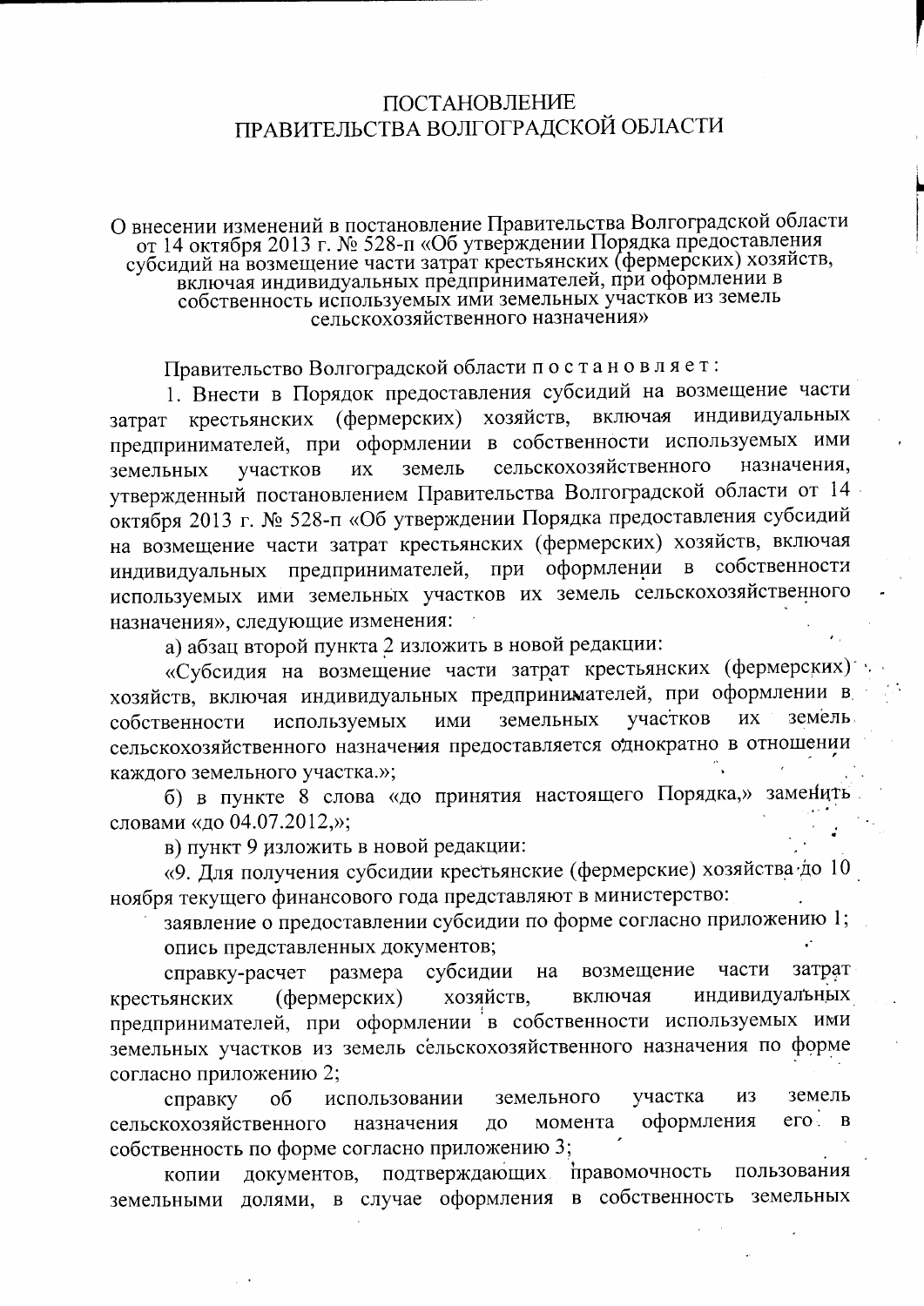# ПОСТАНОВЛЕНИЕ
# ПРАВИТЕЛЬСТВА ВОЛГОГРАДСКОЙ ОБЛАСТИ

**О внесении изменений в постановление Правительства Волгоградской области от 14 октября 2013 г. № 528-п «Об утверждении Порядка предоставления субсидий на возмещение части затрат крестьянских (фермерских) хозяйств, включая индивидуальных предпринимателей, при оформлении в собственность используемых ими земельных участков из земель сельскохозяйственного назначения»**

Правительство Волгоградской области постановляет:

1. Внести в Порядок предоставления субсидий на возмещение части затрат крестьянских (фермерских) хозяйств, включая индивидуальных предпринимателей, при оформлении в собственности используемых ими земельных участков их земель сельскохозяйственного назначения, утвержденный постановлением Правительства Волгоградской области от 14 октября 2013 г. № 528-п «Об утверждении Порядка предоставления субсидий на возмещение части затрат крестьянских (фермерских) хозяйств, включая индивидуальных предпринимателей, при оформлении в собственности используемых ими земельных участков их земель сельскохозяйственного назначения», следующие изменения:

а) абзац второй пункта 2 изложить в новой редакции:

«Субсидия на возмещение части затрат крестьянских (фермерских) хозяйств, включая индивидуальных предпринимателей, при оформлении в собственности используемых ими земельных участков их земель сельскохозяйственного назначения предоставляется однократно в отношении каждого земельного участка.»;

б) в пункте 8 слова «до принятия настоящего Порядка,» заменить словами «до 04.07.2012,»;

в) пункт 9 изложить в новой редакции:

«9. Для получения субсидии крестьянские (фермерские) хозяйства до 10 ноября текущего финансового года представляют в министерство:

заявление о предоставлении субсидии по форме согласно приложению 1;

опись представленных документов;

справку-расчет размера субсидии на возмещение части затрат крестьянских (фермерских) хозяйств, включая индивидуальных предпринимателей, при оформлении в собственности используемых ими земельных участков из земель сельскохозяйственного назначения по форме согласно приложению 2;

справку об использовании земельного участка из земель сельскохозяйственного назначения до момента оформления его в собственность по форме согласно приложению 3;

копии документов, подтверждающих правомочность пользования земельными долями, в случае оформления в собственность земельных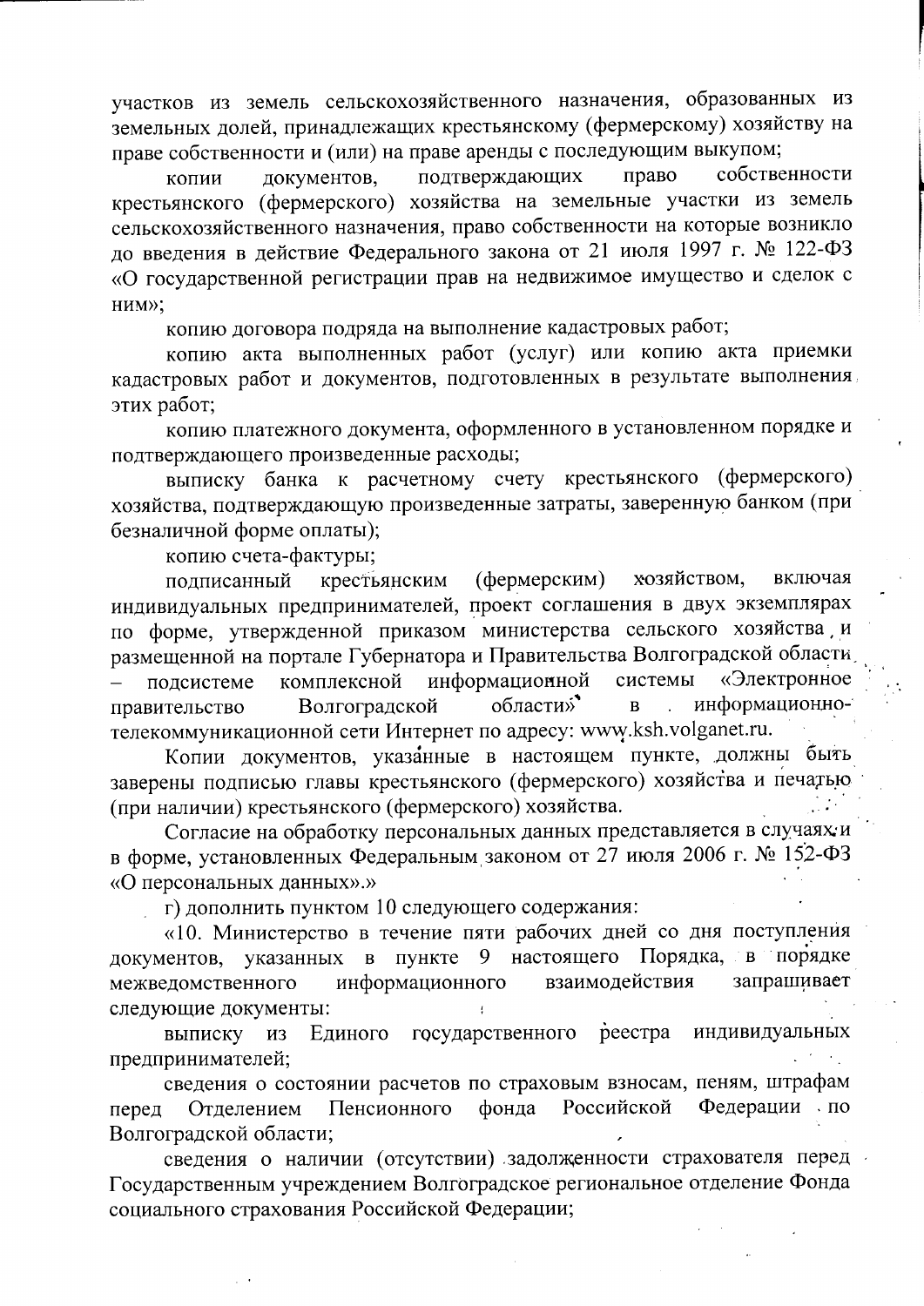участков из земель сельскохозяйственного назначения, образованных из земельных долей, принадлежащих крестьянскому (фермерскому) хозяйству на праве собственности и (или) на праве аренды с последующим выкупом;

копии документов, подтверждающих право собственности крестьянского (фермерского) хозяйства на земельные участки из земель сельскохозяйственного назначения, право собственности на которые возникло до введения в действие Федерального закона от 21 июля 1997 г. № 122-ФЗ «О государственной регистрации прав на недвижимое имущество и сделок с ним»;

копию договора подряда на выполнение кадастровых работ;

копию акта выполненных работ (услуг) или копию акта приемки кадастровых работ и документов, подготовленных в результате выполнения этих работ;

копию платежного документа, оформленного в установленном порядке и подтверждающего произведенные расходы;

выписку банка к расчетному счету крестьянского (фермерского) хозяйства, подтверждающую произведенные затраты, заверенную банком (при безналичной форме оплаты);

копию счета-фактуры;

подписанный крестьянским (фермерским) хозяйством, включая индивидуальных предпринимателей, проект соглашения в двух экземплярах по форме, утвержденной приказом министерства сельского хозяйства и размещенной на портале Губернатора и Правительства Волгоградской области – подсистеме комплексной информационной системы «Электронное правительство Волгоградской области» в информационно-телекоммуникационной сети Интернет по адресу: www.ksh.volganet.ru.

Копии документов, указанные в настоящем пункте, должны быть заверены подписью главы крестьянского (фермерского) хозяйства и печатью (при наличии) крестьянского (фермерского) хозяйства.

Согласие на обработку персональных данных представляется в случаях и в форме, установленных Федеральным законом от 27 июля 2006 г. № 152-ФЗ «О персональных данных».»

г) дополнить пунктом 10 следующего содержания:

«10. Министерство в течение пяти рабочих дней со дня поступления документов, указанных в пункте 9 настоящего Порядка, в порядке межведомственного информационного взаимодействия запрашивает следующие документы:

выписку из Единого государственного реестра индивидуальных предпринимателей;

сведения о состоянии расчетов по страховым взносам, пеням, штрафам перед Отделением Пенсионного фонда Российской Федерации по Волгоградской области;

сведения о наличии (отсутствии) задолженности страхователя перед Государственным учреждением Волгоградское региональное отделение Фонда социального страхования Российской Федерации;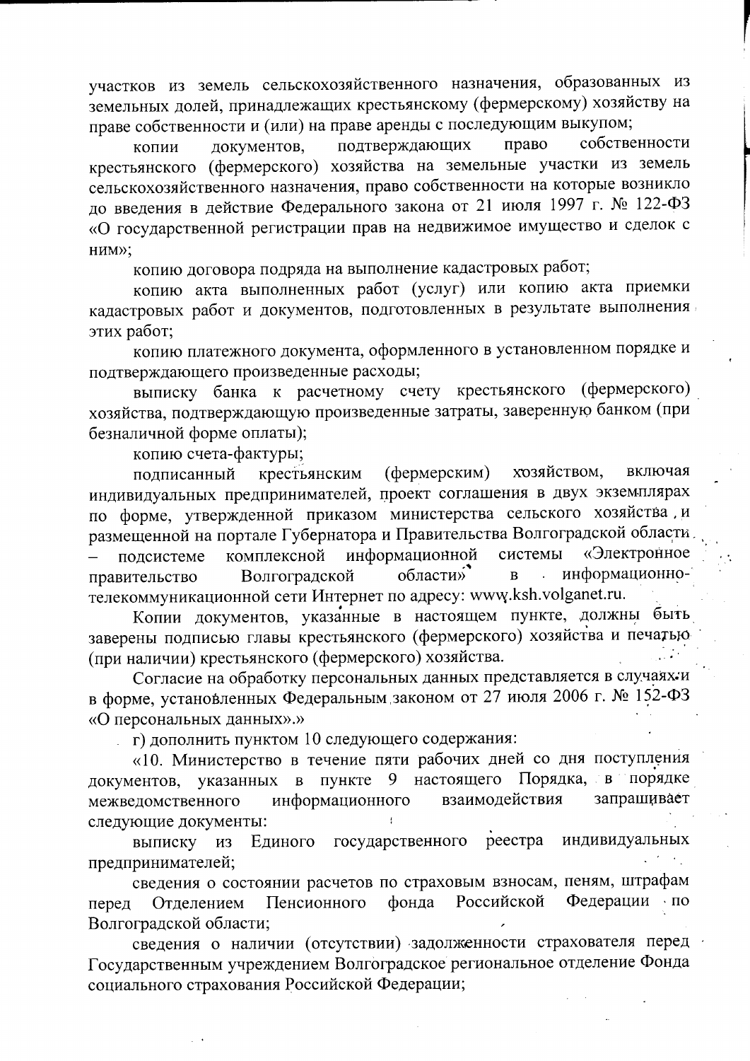участков из земель сельскохозяйственного назначения, образованных из земельных долей, принадлежащих крестьянскому (фермерскому) хозяйству на праве собственности и (или) на праве аренды с последующим выкупом;

копии документов, подтверждающих право собственности крестьянского (фермерского) хозяйства на земельные участки из земель сельскохозяйственного назначения, право собственности на которые возникло до введения в действие Федерального закона от 21 июля 1997 г. № 122-ФЗ «О государственной регистрации прав на недвижимое имущество и сделок с ним»;

копию договора подряда на выполнение кадастровых работ;

копию акта выполненных работ (услуг) или копию акта приемки кадастровых работ и документов, подготовленных в результате выполнения этих работ;

копию платежного документа, оформленного в установленном порядке и подтверждающего произведенные расходы;

выписку банка к расчетному счету крестьянского (фермерского) хозяйства, подтверждающую произведенные затраты, заверенную банком (при безналичной форме оплаты);

копию счета-фактуры;

подписанный крестьянским (фермерским) хозяйством, включая индивидуальных предпринимателей, проект соглашения в двух экземплярах по форме, утвержденной приказом министерства сельского хозяйства и размещенной на портале Губернатора и Правительства Волгоградской области – подсистеме комплексной информационной системы «Электронное правительство Волгоградской области» в информационно-телекоммуникационной сети Интернет по адресу: www.ksh.volganet.ru.

Копии документов, указанные в настоящем пункте, должны быть заверены подписью главы крестьянского (фермерского) хозяйства и печатью (при наличии) крестьянского (фермерского) хозяйства.

Согласие на обработку персональных данных представляется в случаях и в форме, установленных Федеральным законом от 27 июля 2006 г. № 152-ФЗ «О персональных данных».»

г) дополнить пунктом 10 следующего содержания:

«10. Министерство в течение пяти рабочих дней со дня поступления документов, указанных в пункте 9 настоящего Порядка, в порядке межведомственного информационного взаимодействия запрашивает следующие документы:

выписку из Единого государственного реестра индивидуальных предпринимателей;

сведения о состоянии расчетов по страховым взносам, пеням, штрафам перед Отделением Пенсионного фонда Российской Федерации по Волгоградской области;

сведения о наличии (отсутствии) задолженности страхователя перед Государственным учреждением Волгоградское региональное отделение Фонда социального страхования Российской Федерации;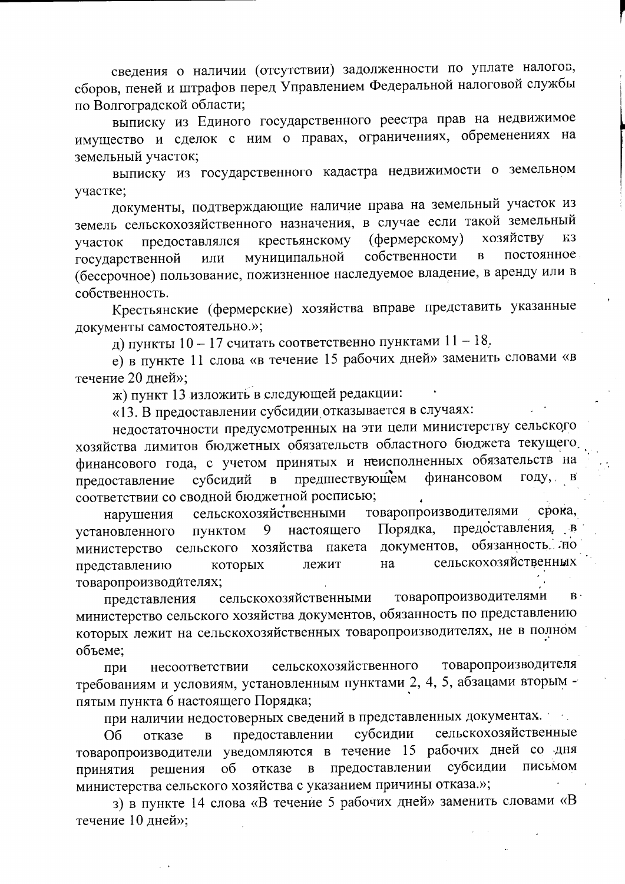сведения о наличии (отсутствии) задолженности по уплате налогов, сборов, пеней и штрафов перед Управлением Федеральной налоговой службы по Волгоградской области;

выписку из Единого государственного реестра прав на недвижимое имущество и сделок с ним о правах, ограничениях, обременениях на земельный участок;

выписку из государственного кадастра недвижимости о земельном участке;

документы, подтверждающие наличие права на земельный участок из земель сельскохозяйственного назначения, в случае если такой земельный участок предоставлялся крестьянскому (фермерскому) хозяйству из государственной или муниципальной собственности в постоянное (бессрочное) пользование, пожизненное наследуемое владение, в аренду или в собственность.

Крестьянские (фермерские) хозяйства вправе представить указанные документы самостоятельно.»;

д) пункты 10 – 17 считать соответственно пунктами 11 – 18.

е) в пункте 11 слова «в течение 15 рабочих дней» заменить словами «в течение 20 дней»;

ж) пункт 13 изложить в следующей редакции:

«13. В предоставлении субсидии отказывается в случаях:

недостаточности предусмотренных на эти цели министерству сельского хозяйства лимитов бюджетных обязательств областного бюджета текущего финансового года, с учетом принятых и неисполненных обязательств на предоставление субсидий в предшествующем финансовом году, в соответствии со сводной бюджетной росписью;

нарушения сельскохозяйственными товаропроизводителями срока, установленного пунктом 9 настоящего Порядка, предоставления в министерство сельского хозяйства пакета документов, обязанность по представлению которых лежит на сельскохозяйственных товаропроизводителях;

представления сельскохозяйственными товаропроизводителями в министерство сельского хозяйства документов, обязанность по представлению которых лежит на сельскохозяйственных товаропроизводителях, не в полном объеме;

при несоответствии сельскохозяйственного товаропроизводителя требованиям и условиям, установленным пунктами 2, 4, 5, абзацами вторым - пятым пункта 6 настоящего Порядка;

при наличии недостоверных сведений в представленных документах.

Об отказе в предоставлении субсидии сельскохозяйственные товаропроизводители уведомляются в течение 15 рабочих дней со дня принятия решения об отказе в предоставлении субсидии письмом министерства сельского хозяйства с указанием причины отказа.»;

з) в пункте 14 слова «В течение 5 рабочих дней» заменить словами «В течение 10 дней»;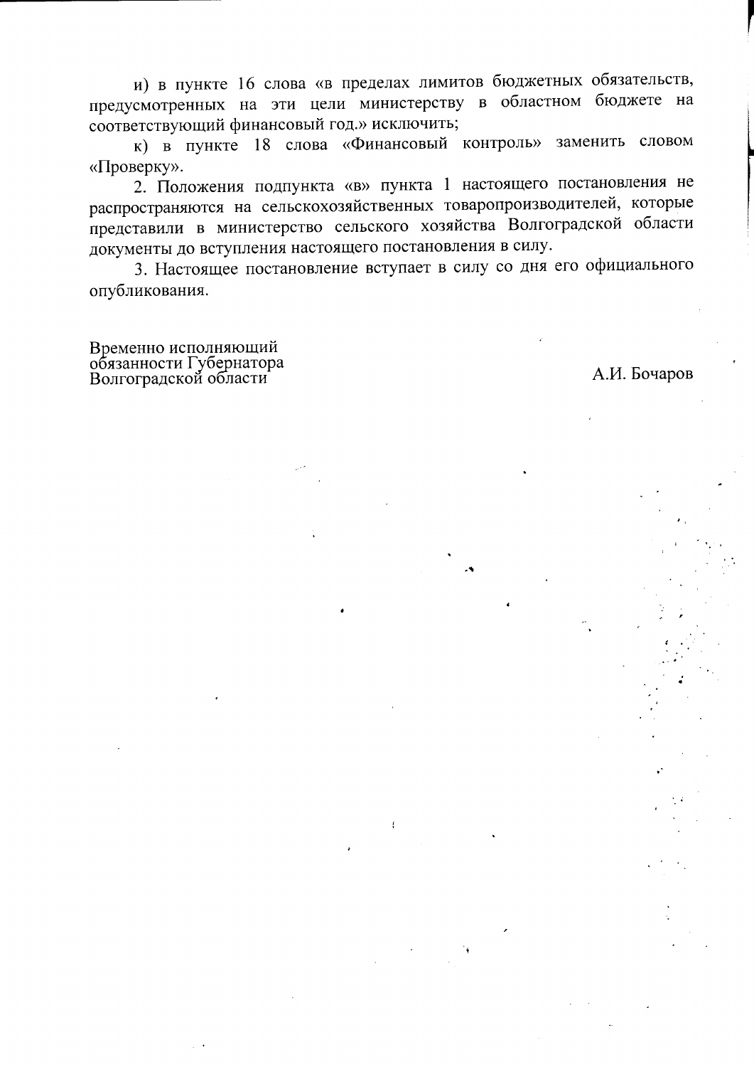и) в пункте 16 слова «в пределах лимитов бюджетных обязательств, предусмотренных на эти цели министерству в областном бюджете на соответствующий финансовый год.» исключить;

к) в пункте 18 слова «Финансовый контроль» заменить словом «Проверку».

2. Положения подпункта «в» пункта 1 настоящего постановления не распространяются на сельскохозяйственных товаропроизводителей, которые представили в министерство сельского хозяйства Волгоградской области документы до вступления настоящего постановления в силу.

3. Настоящее постановление вступает в силу со дня его официального опубликования.

Временно исполняющий
обязанности Губернатора
Волгоградской области

А.И. Бочаров